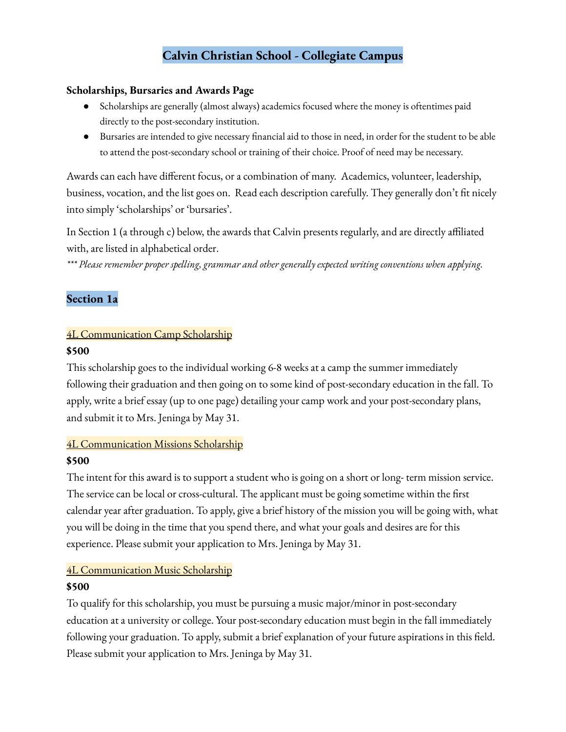# Calvin Christian School - Collegiate Campus

**Scholarships, Bursaries and Awards Page**

- Scholarships are generally (almost always) academics focused where the money is oftentimes paid directly to the post-secondary institution.
- Bursaries are intended to give necessary financial aid to those in need, in order for the student to be able to attend the post-secondary school or training of their choice. Proof of need may be necessary.

Awards can each have different focus, or a combination of many. Academics, volunteer, leadership, business, vocation, and the list goes on. Read each description carefully. They generally don't fit nicely into simply 'scholarships' or 'bursaries'.

In Section 1 (a through c) below, the awards that Calvin presents regularly, and are directly affiliated with, are listed in alphabetical order.

*\*\*\* Please remember proper spelling, grammar and other generally expected writing conventions when applying.*

## Section 1a

### 4L Communication Camp Scholarship

**$500**

This scholarship goes to the individual working 6-8 weeks at a camp the summer immediately following their graduation and then going on to some kind of post-secondary education in the fall. To apply, write a brief essay (up to one page) detailing your camp work and your post-secondary plans, and submit it to Mrs. Jeninga by May 31.

### 4L Communication Missions Scholarship

**$500**

The intent for this award is to support a student who is going on a short or long- term mission service. The service can be local or cross-cultural. The applicant must be going sometime within the first calendar year after graduation. To apply, give a brief history of the mission you will be going with, what you will be doing in the time that you spend there, and what your goals and desires are for this experience. Please submit your application to Mrs. Jeninga by May 31.

### 4L Communication Music Scholarship

**$500**

To qualify for this scholarship, you must be pursuing a music major/minor in post-secondary education at a university or college. Your post-secondary education must begin in the fall immediately following your graduation. To apply, submit a brief explanation of your future aspirations in this field. Please submit your application to Mrs. Jeninga by May 31.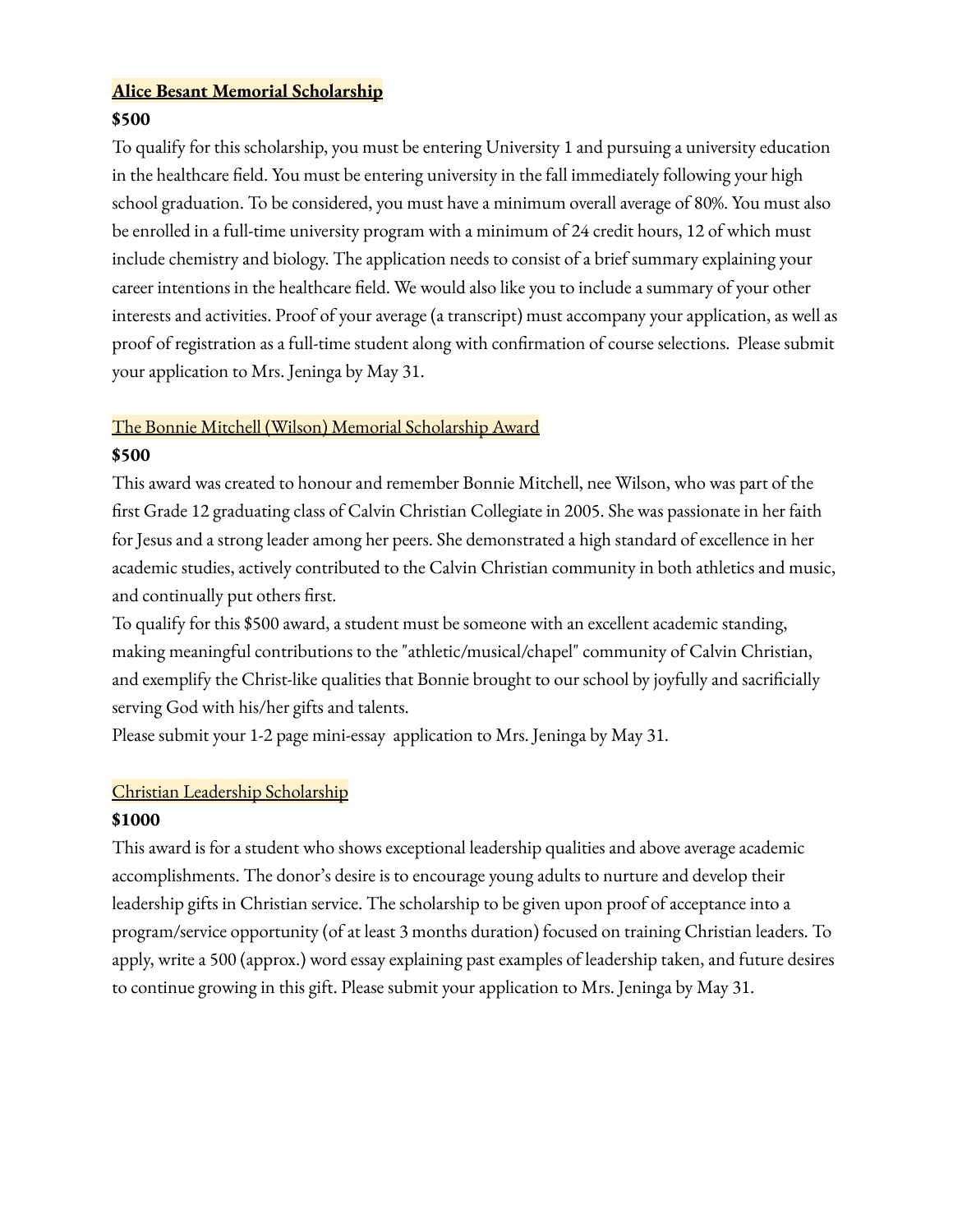### Alice Besant Memorial Scholarship

**$500**

To qualify for this scholarship, you must be entering University 1 and pursuing a university education in the healthcare field. You must be entering university in the fall immediately following your high school graduation. To be considered, you must have a minimum overall average of 80%. You must also be enrolled in a full-time university program with a minimum of 24 credit hours, 12 of which must include chemistry and biology. The application needs to consist of a brief summary explaining your career intentions in the healthcare field. We would also like you to include a summary of your other interests and activities. Proof of your average (a transcript) must accompany your application, as well as proof of registration as a full-time student along with confirmation of course selections. Please submit your application to Mrs. Jeninga by May 31.

### The Bonnie Mitchell (Wilson) Memorial Scholarship Award

**$500**

This award was created to honour and remember Bonnie Mitchell, nee Wilson, who was part of the first Grade 12 graduating class of Calvin Christian Collegiate in 2005. She was passionate in her faith for Jesus and a strong leader among her peers. She demonstrated a high standard of excellence in her academic studies, actively contributed to the Calvin Christian community in both athletics and music, and continually put others first.

To qualify for this $500 award, a student must be someone with an excellent academic standing, making meaningful contributions to the "athletic/musical/chapel" community of Calvin Christian, and exemplify the Christ-like qualities that Bonnie brought to our school by joyfully and sacrificially serving God with his/her gifts and talents.

Please submit your 1-2 page mini-essay application to Mrs. Jeninga by May 31.

### Christian Leadership Scholarship

**$1000**

This award is for a student who shows exceptional leadership qualities and above average academic accomplishments. The donor's desire is to encourage young adults to nurture and develop their leadership gifts in Christian service. The scholarship to be given upon proof of acceptance into a program/service opportunity (of at least 3 months duration) focused on training Christian leaders. To apply, write a 500 (approx.) word essay explaining past examples of leadership taken, and future desires to continue growing in this gift. Please submit your application to Mrs. Jeninga by May 31.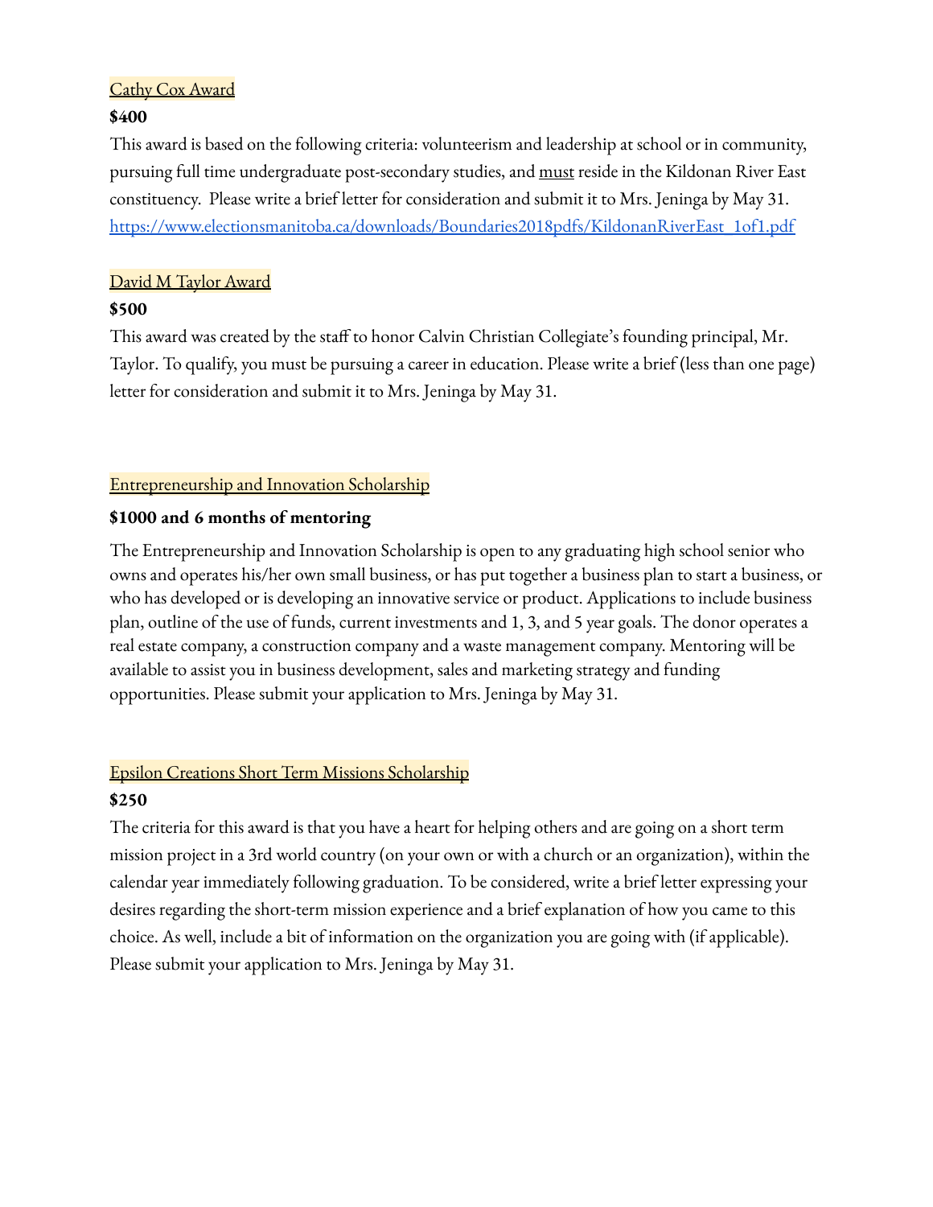Cathy Cox Award

**$400**

This award is based on the following criteria: volunteerism and leadership at school or in community, pursuing full time undergraduate post-secondary studies, and must reside in the Kildonan River East constituency. Please write a brief letter for consideration and submit it to Mrs. Jeninga by May 31.
https://www.electionsmanitoba.ca/downloads/Boundaries2018pdfs/KildonanRiverEast_1of1.pdf

David M Taylor Award

**$500**

This award was created by the staff to honor Calvin Christian Collegiate's founding principal, Mr. Taylor. To qualify, you must be pursuing a career in education. Please write a brief (less than one page) letter for consideration and submit it to Mrs. Jeninga by May 31.

Entrepreneurship and Innovation Scholarship

**$1000 and 6 months of mentoring**

The Entrepreneurship and Innovation Scholarship is open to any graduating high school senior who owns and operates his/her own small business, or has put together a business plan to start a business, or who has developed or is developing an innovative service or product. Applications to include business plan, outline of the use of funds, current investments and 1, 3, and 5 year goals. The donor operates a real estate company, a construction company and a waste management company. Mentoring will be available to assist you in business development, sales and marketing strategy and funding opportunities. Please submit your application to Mrs. Jeninga by May 31.

Epsilon Creations Short Term Missions Scholarship

**$250**

The criteria for this award is that you have a heart for helping others and are going on a short term mission project in a 3rd world country (on your own or with a church or an organization), within the calendar year immediately following graduation. To be considered, write a brief letter expressing your desires regarding the short-term mission experience and a brief explanation of how you came to this choice. As well, include a bit of information on the organization you are going with (if applicable). Please submit your application to Mrs. Jeninga by May 31.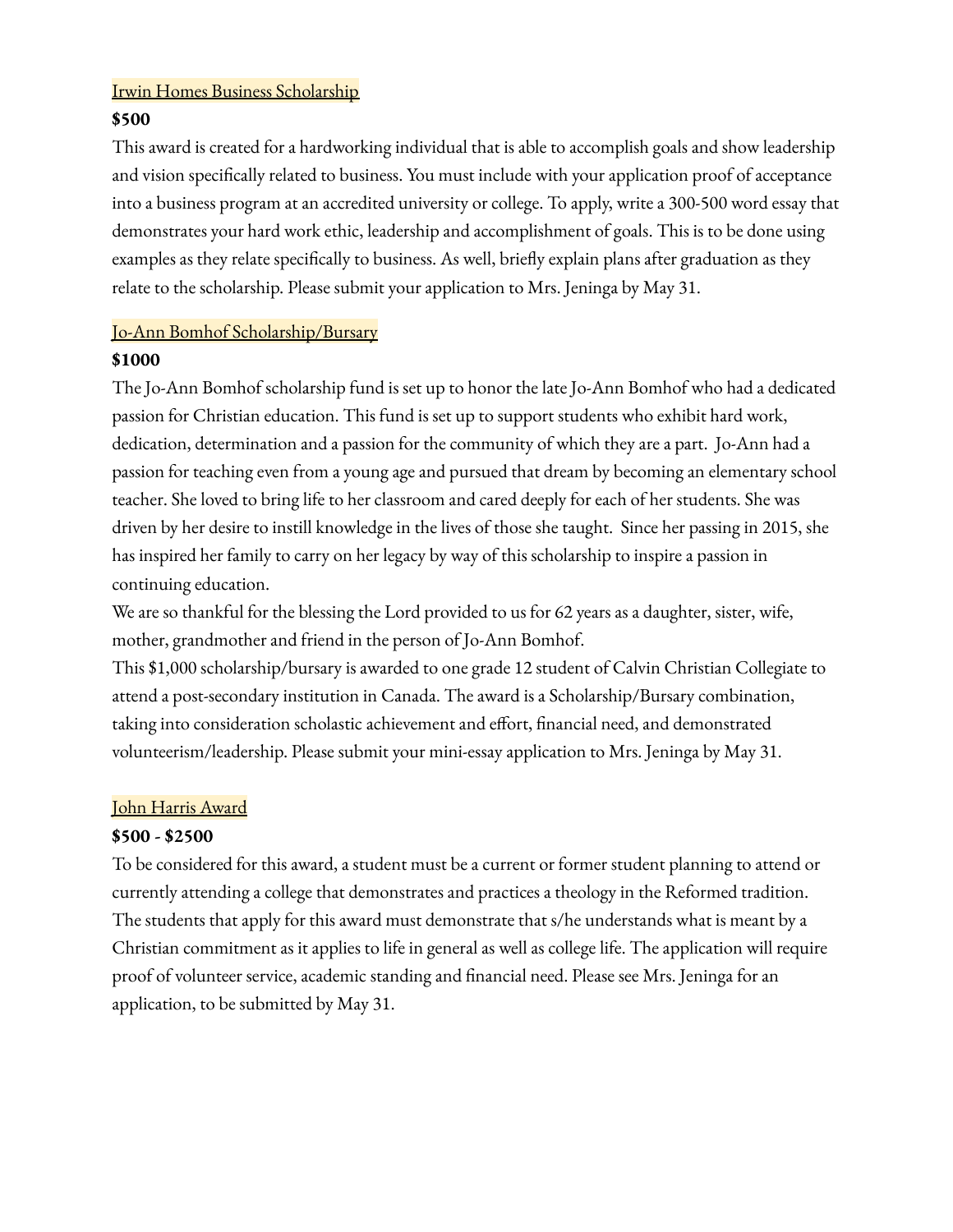## Irwin Homes Business Scholarship

**$500**

This award is created for a hardworking individual that is able to accomplish goals and show leadership and vision specifically related to business. You must include with your application proof of acceptance into a business program at an accredited university or college. To apply, write a 300-500 word essay that demonstrates your hard work ethic, leadership and accomplishment of goals. This is to be done using examples as they relate specifically to business. As well, briefly explain plans after graduation as they relate to the scholarship. Please submit your application to Mrs. Jeninga by May 31.

## Jo-Ann Bomhof Scholarship/Bursary

**$1000**

The Jo-Ann Bomhof scholarship fund is set up to honor the late Jo-Ann Bomhof who had a dedicated passion for Christian education. This fund is set up to support students who exhibit hard work, dedication, determination and a passion for the community of which they are a part. Jo-Ann had a passion for teaching even from a young age and pursued that dream by becoming an elementary school teacher. She loved to bring life to her classroom and cared deeply for each of her students. She was driven by her desire to instill knowledge in the lives of those she taught. Since her passing in 2015, she has inspired her family to carry on her legacy by way of this scholarship to inspire a passion in continuing education.

We are so thankful for the blessing the Lord provided to us for 62 years as a daughter, sister, wife, mother, grandmother and friend in the person of Jo-Ann Bomhof.

This $1,000 scholarship/bursary is awarded to one grade 12 student of Calvin Christian Collegiate to attend a post-secondary institution in Canada. The award is a Scholarship/Bursary combination, taking into consideration scholastic achievement and effort, financial need, and demonstrated volunteerism/leadership. Please submit your mini-essay application to Mrs. Jeninga by May 31.

## John Harris Award

**$500 - $2500**

To be considered for this award, a student must be a current or former student planning to attend or currently attending a college that demonstrates and practices a theology in the Reformed tradition. The students that apply for this award must demonstrate that s/he understands what is meant by a Christian commitment as it applies to life in general as well as college life. The application will require proof of volunteer service, academic standing and financial need. Please see Mrs. Jeninga for an application, to be submitted by May 31.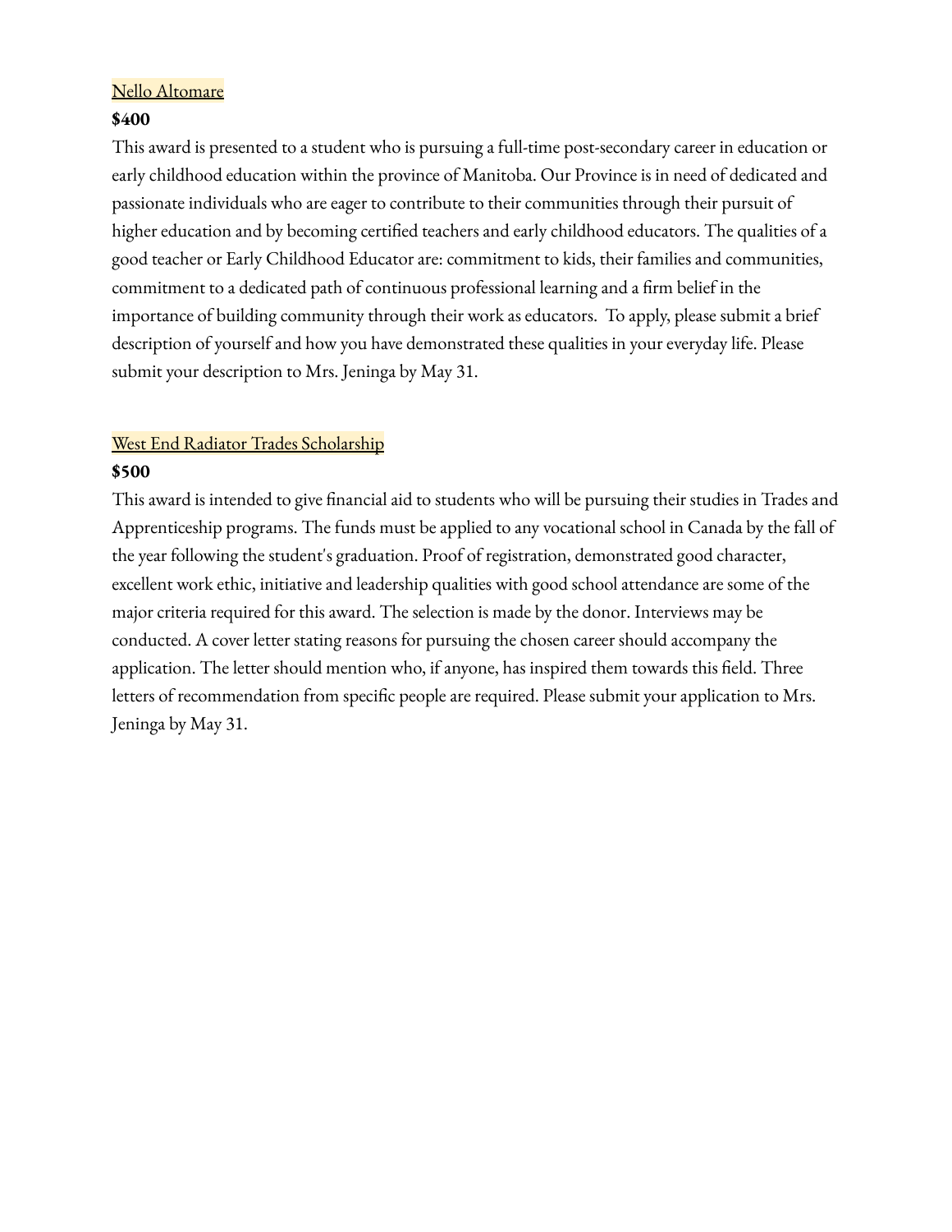Nello Altomare

**$400**

This award is presented to a student who is pursuing a full-time post-secondary career in education or early childhood education within the province of Manitoba. Our Province is in need of dedicated and passionate individuals who are eager to contribute to their communities through their pursuit of higher education and by becoming certified teachers and early childhood educators. The qualities of a good teacher or Early Childhood Educator are: commitment to kids, their families and communities, commitment to a dedicated path of continuous professional learning and a firm belief in the importance of building community through their work as educators. To apply, please submit a brief description of yourself and how you have demonstrated these qualities in your everyday life. Please submit your description to Mrs. Jeninga by May 31.

West End Radiator Trades Scholarship

**$500**

This award is intended to give financial aid to students who will be pursuing their studies in Trades and Apprenticeship programs. The funds must be applied to any vocational school in Canada by the fall of the year following the student's graduation. Proof of registration, demonstrated good character, excellent work ethic, initiative and leadership qualities with good school attendance are some of the major criteria required for this award. The selection is made by the donor. Interviews may be conducted. A cover letter stating reasons for pursuing the chosen career should accompany the application. The letter should mention who, if anyone, has inspired them towards this field. Three letters of recommendation from specific people are required. Please submit your application to Mrs. Jeninga by May 31.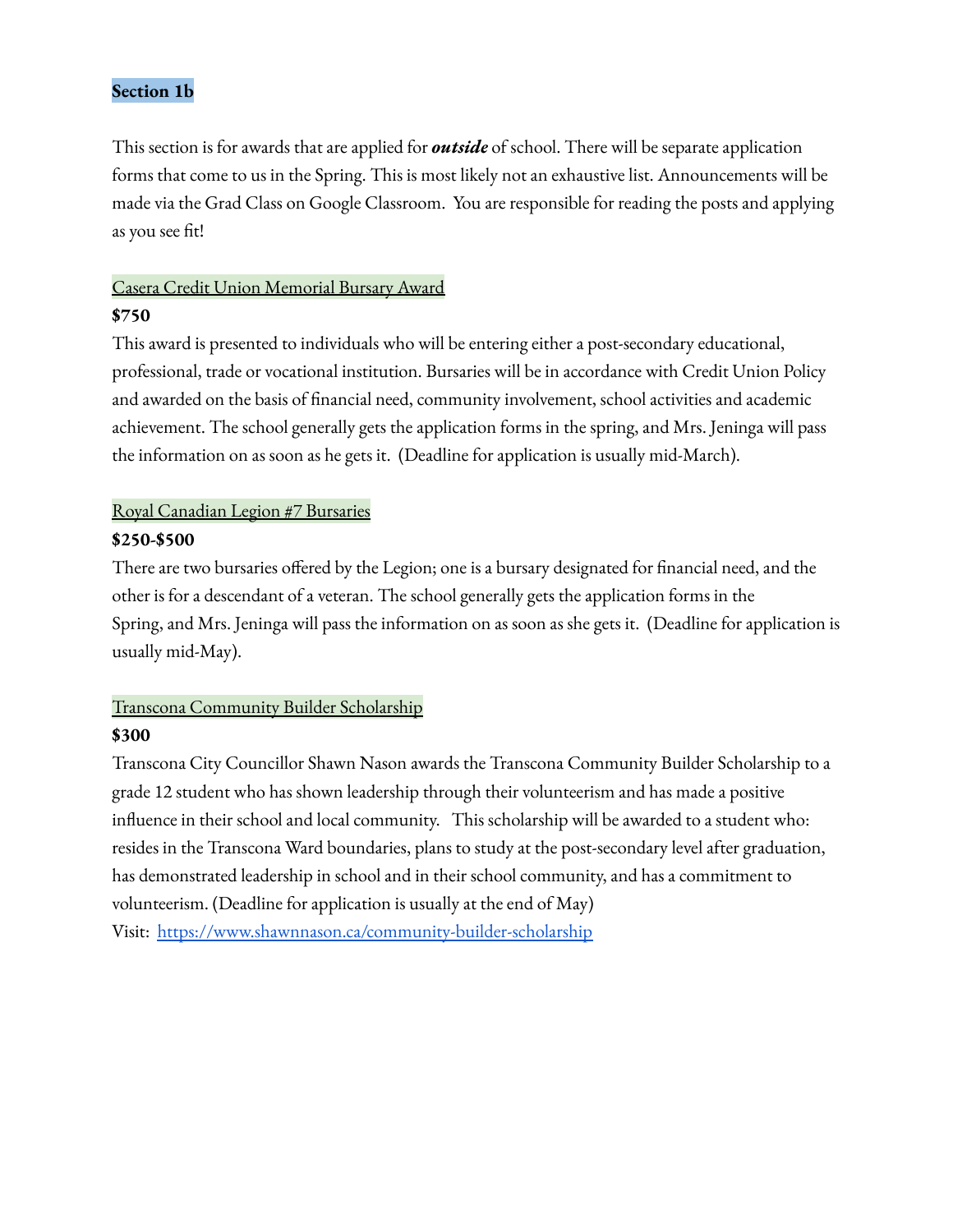**Section 1b**

This section is for awards that are applied for ***outside*** of school. There will be separate application forms that come to us in the Spring. This is most likely not an exhaustive list. Announcements will be made via the Grad Class on Google Classroom. You are responsible for reading the posts and applying as you see fit!

Casera Credit Union Memorial Bursary Award

**$750**

This award is presented to individuals who will be entering either a post-secondary educational, professional, trade or vocational institution. Bursaries will be in accordance with Credit Union Policy and awarded on the basis of financial need, community involvement, school activities and academic achievement. The school generally gets the application forms in the spring, and Mrs. Jeninga will pass the information on as soon as he gets it. (Deadline for application is usually mid-March).

Royal Canadian Legion #7 Bursaries

**$250-$500**

There are two bursaries offered by the Legion; one is a bursary designated for financial need, and the other is for a descendant of a veteran. The school generally gets the application forms in the Spring, and Mrs. Jeninga will pass the information on as soon as she gets it. (Deadline for application is usually mid-May).

Transcona Community Builder Scholarship

**$300**

Transcona City Councillor Shawn Nason awards the Transcona Community Builder Scholarship to a grade 12 student who has shown leadership through their volunteerism and has made a positive influence in their school and local community. This scholarship will be awarded to a student who: resides in the Transcona Ward boundaries, plans to study at the post-secondary level after graduation, has demonstrated leadership in school and in their school community, and has a commitment to volunteerism. (Deadline for application is usually at the end of May)

Visit: https://www.shawnnason.ca/community-builder-scholarship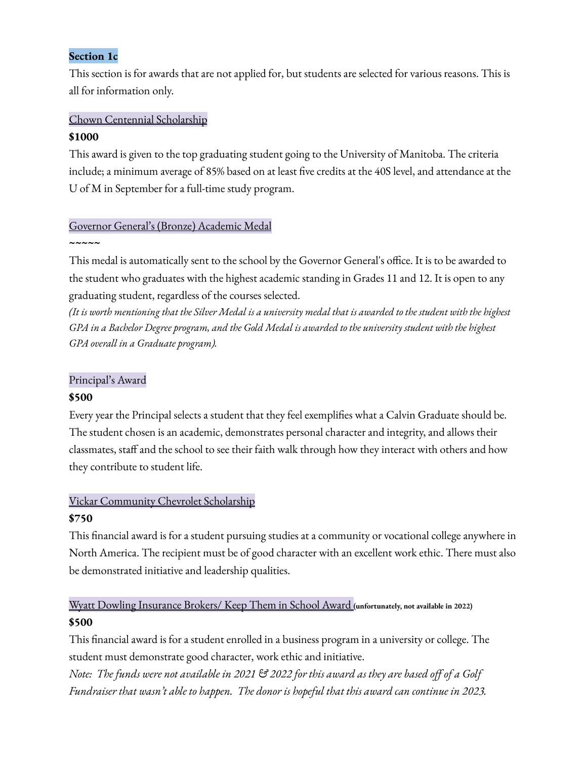**Section 1c**

This section is for awards that are not applied for, but students are selected for various reasons. This is all for information only.

Chown Centennial Scholarship

**$1000**

This award is given to the top graduating student going to the University of Manitoba. The criteria include; a minimum average of 85% based on at least five credits at the 40S level, and attendance at the U of M in September for a full-time study program.

Governor General's (Bronze) Academic Medal

**~~~~~**

This medal is automatically sent to the school by the Governor General's office. It is to be awarded to the student who graduates with the highest academic standing in Grades 11 and 12. It is open to any graduating student, regardless of the courses selected.

*(It is worth mentioning that the Silver Medal is a university medal that is awarded to the student with the highest GPA in a Bachelor Degree program, and the Gold Medal is awarded to the university student with the highest GPA overall in a Graduate program).*

Principal's Award

**$500**

Every year the Principal selects a student that they feel exemplifies what a Calvin Graduate should be. The student chosen is an academic, demonstrates personal character and integrity, and allows their classmates, staff and the school to see their faith walk through how they interact with others and how they contribute to student life.

Vickar Community Chevrolet Scholarship

**$750**

This financial award is for a student pursuing studies at a community or vocational college anywhere in North America. The recipient must be of good character with an excellent work ethic. There must also be demonstrated initiative and leadership qualities.

Wyatt Dowling Insurance Brokers/ Keep Them in School Award **(unfortunately, not available in 2022)**

**$500**

This financial award is for a student enrolled in a business program in a university or college. The student must demonstrate good character, work ethic and initiative.

*Note: The funds were not available in 2021 & 2022 for this award as they are based off of a Golf Fundraiser that wasn't able to happen. The donor is hopeful that this award can continue in 2023.*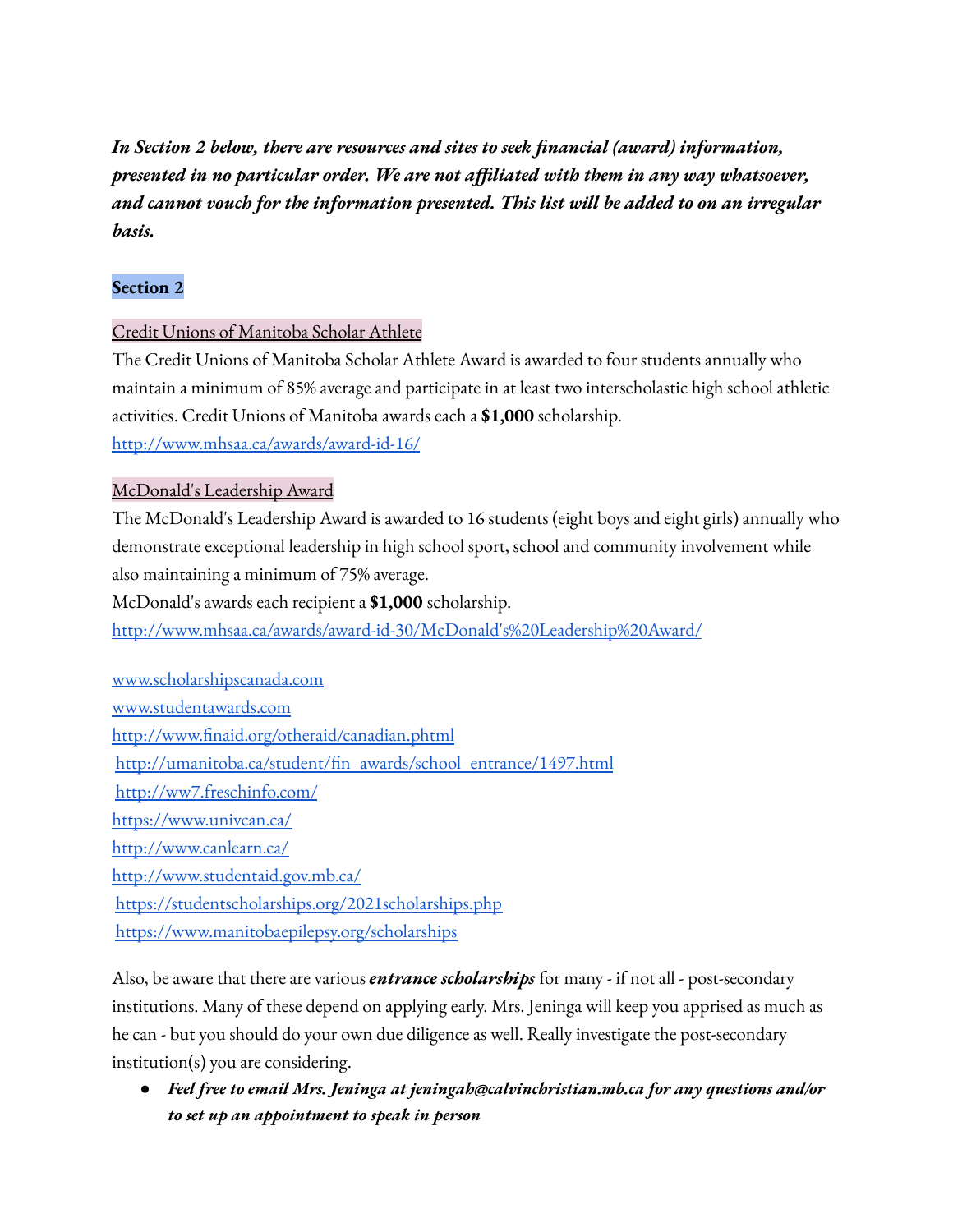***In Section 2 below, there are resources and sites to seek financial (award) information, presented in no particular order. We are not affiliated with them in any way whatsoever, and cannot vouch for the information presented. This list will be added to on an irregular basis.***

## Section 2

### Credit Unions of Manitoba Scholar Athlete

The Credit Unions of Manitoba Scholar Athlete Award is awarded to four students annually who maintain a minimum of 85% average and participate in at least two interscholastic high school athletic activities. Credit Unions of Manitoba awards each a **$1,000** scholarship.
http://www.mhsaa.ca/awards/award-id-16/

### McDonald's Leadership Award

The McDonald's Leadership Award is awarded to 16 students (eight boys and eight girls) annually who demonstrate exceptional leadership in high school sport, school and community involvement while also maintaining a minimum of 75% average.
McDonald's awards each recipient a **$1,000** scholarship.
http://www.mhsaa.ca/awards/award-id-30/McDonald's%20Leadership%20Award/

www.scholarshipscanada.com
www.studentawards.com
http://www.finaid.org/otheraid/canadian.phtml
http://umanitoba.ca/student/fin_awards/school_entrance/1497.html
http://ww7.freschinfo.com/
https://www.univcan.ca/
http://www.canlearn.ca/
http://www.studentaid.gov.mb.ca/
https://studentscholarships.org/2021scholarships.php
https://www.manitobaepilepsy.org/scholarships

Also, be aware that there are various ***entrance scholarships*** for many - if not all - post-secondary institutions. Many of these depend on applying early. Mrs. Jeninga will keep you apprised as much as he can - but you should do your own due diligence as well. Really investigate the post-secondary institution(s) you are considering.

- ***Feel free to email Mrs. Jeninga at jeningah@calvinchristian.mb.ca for any questions and/or to set up an appointment to speak in person***